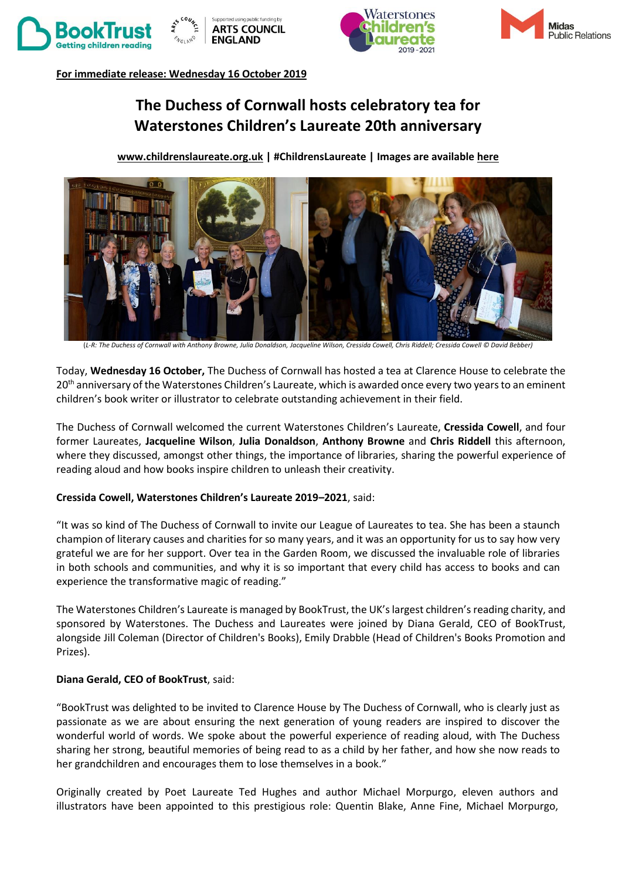**For immediate release: Wednesday 16 October 2019**

# The Duchess of Cornwall hosts celebratory tea for Waterstones Children's Laureate 20th anniversary

**www.childrenslaureate.org.uk | #ChildrensLaureate | Images are available here**

(*L-R: The Duchess of Cornwall with Anthony Browne, Julia Donaldson, Jacqueline Wilson, Cressida Cowell, Chris Riddell; Cressida Cowell © David Bebber)*

Today, **Wednesday 16 October,** The Duchess of Cornwall has hosted a tea at Clarence House to celebrate the 20th anniversary of the Waterstones Children's Laureate, which is awarded once every two years to an eminent children's book writer or illustrator to celebrate outstanding achievement in their field.

The Duchess of Cornwall welcomed the current Waterstones Children's Laureate, **Cressida Cowell**, and four former Laureates, **Jacqueline Wilson**, **Julia Donaldson**, **Anthony Browne** and **Chris Riddell** this afternoon, where they discussed, amongst other things, the importance of libraries, sharing the powerful experience of reading aloud and how books inspire children to unleash their creativity.

**Cressida Cowell, Waterstones Children's Laureate 2019–2021**, said:

"It was so kind of The Duchess of Cornwall to invite our League of Laureates to tea. She has been a staunch champion of literary causes and charities for so many years, and it was an opportunity for us to say how very grateful we are for her support. Over tea in the Garden Room, we discussed the invaluable role of libraries in both schools and communities, and why it is so important that every child has access to books and can experience the transformative magic of reading."

The Waterstones Children's Laureate is managed by BookTrust, the UK's largest children's reading charity, and sponsored by Waterstones. The Duchess and Laureates were joined by Diana Gerald, CEO of BookTrust, alongside Jill Coleman (Director of Children's Books), Emily Drabble (Head of Children's Books Promotion and Prizes).

**Diana Gerald, CEO of BookTrust**, said:

"BookTrust was delighted to be invited to Clarence House by The Duchess of Cornwall, who is clearly just as passionate as we are about ensuring the next generation of young readers are inspired to discover the wonderful world of words. We spoke about the powerful experience of reading aloud, with The Duchess sharing her strong, beautiful memories of being read to as a child by her father, and how she now reads to her grandchildren and encourages them to lose themselves in a book."

Originally created by Poet Laureate Ted Hughes and author Michael Morpurgo, eleven authors and illustrators have been appointed to this prestigious role: Quentin Blake, Anne Fine, Michael Morpurgo,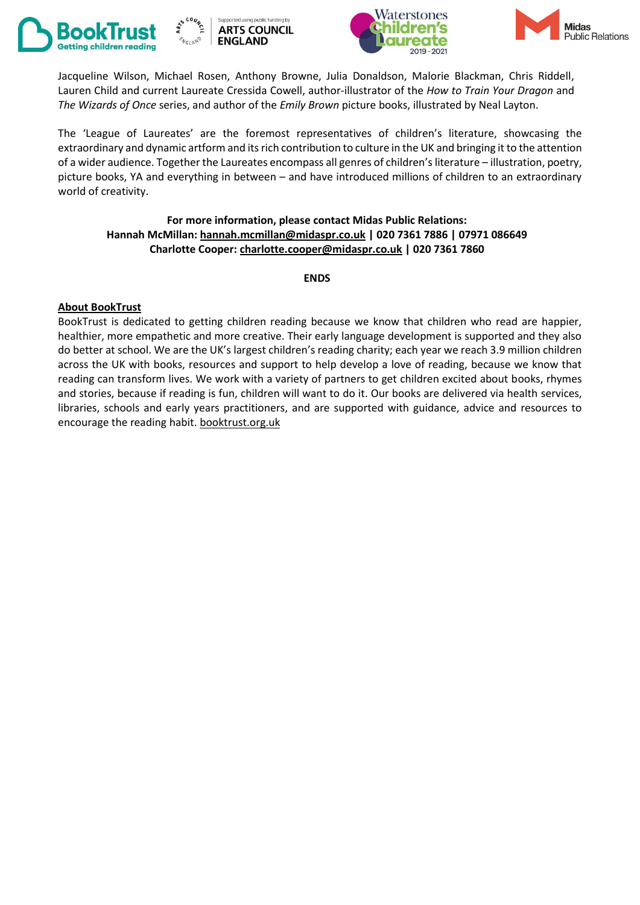Jacqueline Wilson, Michael Rosen, Anthony Browne, Julia Donaldson, Malorie Blackman, Chris Riddell, Lauren Child and current Laureate Cressida Cowell, author-illustrator of the *How to Train Your Dragon* and *The Wizards of Once* series, and author of the *Emily Brown* picture books, illustrated by Neal Layton.

The 'League of Laureates' are the foremost representatives of children's literature, showcasing the extraordinary and dynamic artform and its rich contribution to culture in the UK and bringing it to the attention of a wider audience. Together the Laureates encompass all genres of children's literature – illustration, poetry, picture books, YA and everything in between – and have introduced millions of children to an extraordinary world of creativity.

**For more information, please contact Midas Public Relations:**
**Hannah McMillan: hannah.mcmillan@midaspr.co.uk | 020 7361 7886 | 07971 086649**
**Charlotte Cooper: charlotte.cooper@midaspr.co.uk | 020 7361 7860**

**ENDS**

**About BookTrust**

BookTrust is dedicated to getting children reading because we know that children who read are happier, healthier, more empathetic and more creative. Their early language development is supported and they also do better at school. We are the UK's largest children's reading charity; each year we reach 3.9 million children across the UK with books, resources and support to help develop a love of reading, because we know that reading can transform lives. We work with a variety of partners to get children excited about books, rhymes and stories, because if reading is fun, children will want to do it. Our books are delivered via health services, libraries, schools and early years practitioners, and are supported with guidance, advice and resources to encourage the reading habit. booktrust.org.uk